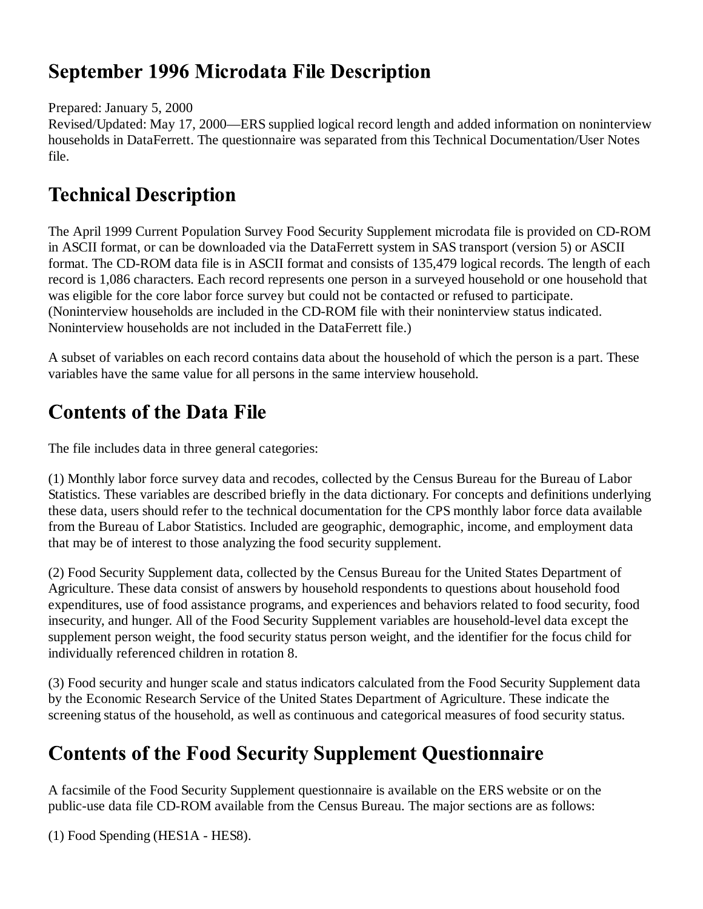# September 1996 Microdata File Description

Prepared: January 5, 2000
Revised/Updated: May 17, 2000—ERS supplied logical record length and added information on noninterview households in DataFerrett. The questionnaire was separated from this Technical Documentation/User Notes file.

## Technical Description

The April 1999 Current Population Survey Food Security Supplement microdata file is provided on CD-ROM in ASCII format, or can be downloaded via the DataFerrett system in SAS transport (version 5) or ASCII format. The CD-ROM data file is in ASCII format and consists of 135,479 logical records. The length of each record is 1,086 characters. Each record represents one person in a surveyed household or one household that was eligible for the core labor force survey but could not be contacted or refused to participate. (Noninterview households are included in the CD-ROM file with their noninterview status indicated. Noninterview households are not included in the DataFerrett file.)

A subset of variables on each record contains data about the household of which the person is a part. These variables have the same value for all persons in the same interview household.

## Contents of the Data File

The file includes data in three general categories:

(1) Monthly labor force survey data and recodes, collected by the Census Bureau for the Bureau of Labor Statistics. These variables are described briefly in the data dictionary. For concepts and definitions underlying these data, users should refer to the technical documentation for the CPS monthly labor force data available from the Bureau of Labor Statistics. Included are geographic, demographic, income, and employment data that may be of interest to those analyzing the food security supplement.

(2) Food Security Supplement data, collected by the Census Bureau for the United States Department of Agriculture. These data consist of answers by household respondents to questions about household food expenditures, use of food assistance programs, and experiences and behaviors related to food security, food insecurity, and hunger. All of the Food Security Supplement variables are household-level data except the supplement person weight, the food security status person weight, and the identifier for the focus child for individually referenced children in rotation 8.

(3) Food security and hunger scale and status indicators calculated from the Food Security Supplement data by the Economic Research Service of the United States Department of Agriculture. These indicate the screening status of the household, as well as continuous and categorical measures of food security status.

## Contents of the Food Security Supplement Questionnaire

A facsimile of the Food Security Supplement questionnaire is available on the ERS website or on the public-use data file CD-ROM available from the Census Bureau. The major sections are as follows:

(1) Food Spending (HES1A - HES8).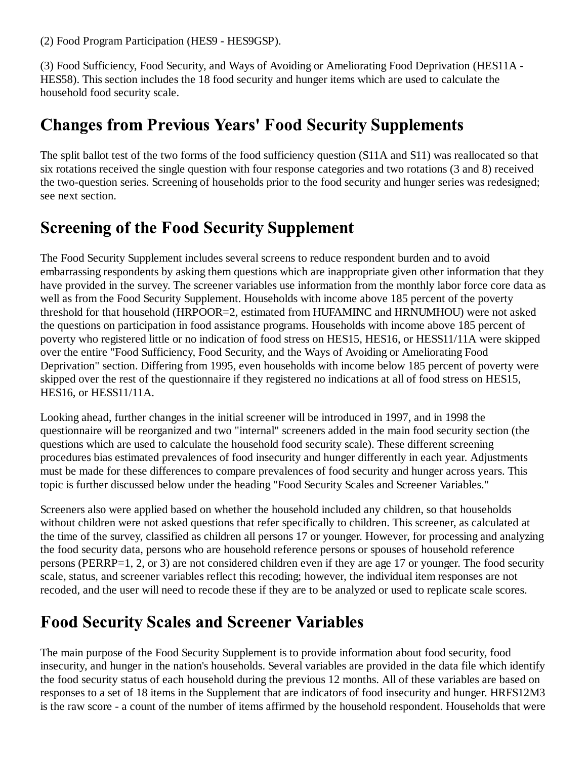(2) Food Program Participation (HES9 - HES9GSP).

(3) Food Sufficiency, Food Security, and Ways of Avoiding or Ameliorating Food Deprivation (HES11A - HES58). This section includes the 18 food security and hunger items which are used to calculate the household food security scale.

## Changes from Previous Years' Food Security Supplements

The split ballot test of the two forms of the food sufficiency question (S11A and S11) was reallocated so that six rotations received the single question with four response categories and two rotations (3 and 8) received the two-question series. Screening of households prior to the food security and hunger series was redesigned; see next section.

## Screening of the Food Security Supplement

The Food Security Supplement includes several screens to reduce respondent burden and to avoid embarrassing respondents by asking them questions which are inappropriate given other information that they have provided in the survey. The screener variables use information from the monthly labor force core data as well as from the Food Security Supplement. Households with income above 185 percent of the poverty threshold for that household (HRPOOR=2, estimated from HUFAMINC and HRNUMHOU) were not asked the questions on participation in food assistance programs. Households with income above 185 percent of poverty who registered little or no indication of food stress on HES15, HES16, or HESS11/11A were skipped over the entire "Food Sufficiency, Food Security, and the Ways of Avoiding or Ameliorating Food Deprivation" section. Differing from 1995, even households with income below 185 percent of poverty were skipped over the rest of the questionnaire if they registered no indications at all of food stress on HES15, HES16, or HESS11/11A.

Looking ahead, further changes in the initial screener will be introduced in 1997, and in 1998 the questionnaire will be reorganized and two "internal" screeners added in the main food security section (the questions which are used to calculate the household food security scale). These different screening procedures bias estimated prevalences of food insecurity and hunger differently in each year. Adjustments must be made for these differences to compare prevalences of food security and hunger across years. This topic is further discussed below under the heading "Food Security Scales and Screener Variables."

Screeners also were applied based on whether the household included any children, so that households without children were not asked questions that refer specifically to children. This screener, as calculated at the time of the survey, classified as children all persons 17 or younger. However, for processing and analyzing the food security data, persons who are household reference persons or spouses of household reference persons (PERRP=1, 2, or 3) are not considered children even if they are age 17 or younger. The food security scale, status, and screener variables reflect this recoding; however, the individual item responses are not recoded, and the user will need to recode these if they are to be analyzed or used to replicate scale scores.

## Food Security Scales and Screener Variables

The main purpose of the Food Security Supplement is to provide information about food security, food insecurity, and hunger in the nation's households. Several variables are provided in the data file which identify the food security status of each household during the previous 12 months. All of these variables are based on responses to a set of 18 items in the Supplement that are indicators of food insecurity and hunger. HRFS12M3 is the raw score - a count of the number of items affirmed by the household respondent. Households that were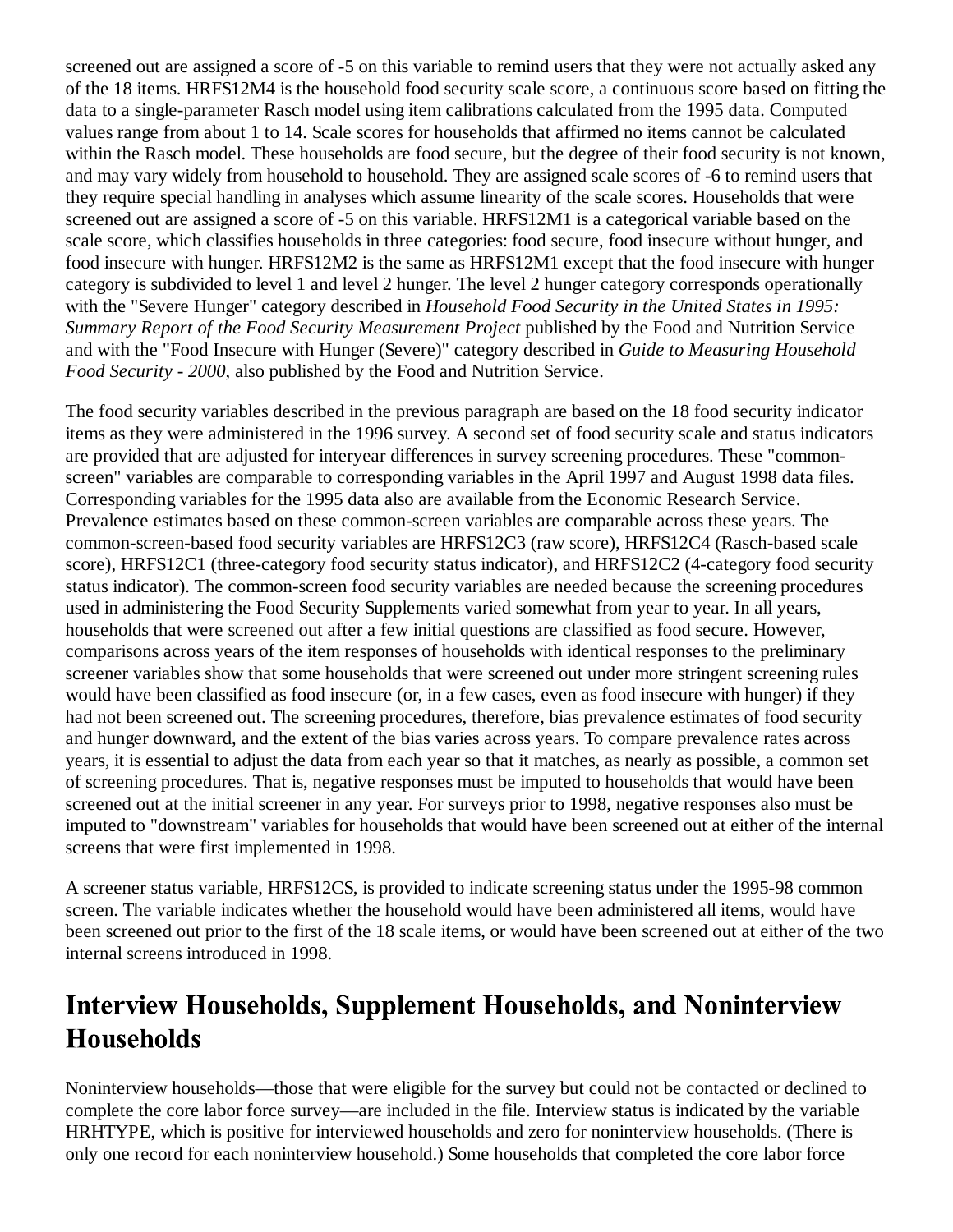screened out are assigned a score of -5 on this variable to remind users that they were not actually asked any of the 18 items. HRFS12M4 is the household food security scale score, a continuous score based on fitting the data to a single-parameter Rasch model using item calibrations calculated from the 1995 data. Computed values range from about 1 to 14. Scale scores for households that affirmed no items cannot be calculated within the Rasch model. These households are food secure, but the degree of their food security is not known, and may vary widely from household to household. They are assigned scale scores of -6 to remind users that they require special handling in analyses which assume linearity of the scale scores. Households that were screened out are assigned a score of -5 on this variable. HRFS12M1 is a categorical variable based on the scale score, which classifies households in three categories: food secure, food insecure without hunger, and food insecure with hunger. HRFS12M2 is the same as HRFS12M1 except that the food insecure with hunger category is subdivided to level 1 and level 2 hunger. The level 2 hunger category corresponds operationally with the "Severe Hunger" category described in *Household Food Security in the United States in 1995: Summary Report of the Food Security Measurement Project* published by the Food and Nutrition Service and with the "Food Insecure with Hunger (Severe)" category described in *Guide to Measuring Household Food Security - 2000*, also published by the Food and Nutrition Service.

The food security variables described in the previous paragraph are based on the 18 food security indicator items as they were administered in the 1996 survey. A second set of food security scale and status indicators are provided that are adjusted for interyear differences in survey screening procedures. These "common-screen" variables are comparable to corresponding variables in the April 1997 and August 1998 data files. Corresponding variables for the 1995 data also are available from the Economic Research Service. Prevalence estimates based on these common-screen variables are comparable across these years. The common-screen-based food security variables are HRFS12C3 (raw score), HRFS12C4 (Rasch-based scale score), HRFS12C1 (three-category food security status indicator), and HRFS12C2 (4-category food security status indicator). The common-screen food security variables are needed because the screening procedures used in administering the Food Security Supplements varied somewhat from year to year. In all years, households that were screened out after a few initial questions are classified as food secure. However, comparisons across years of the item responses of households with identical responses to the preliminary screener variables show that some households that were screened out under more stringent screening rules would have been classified as food insecure (or, in a few cases, even as food insecure with hunger) if they had not been screened out. The screening procedures, therefore, bias prevalence estimates of food security and hunger downward, and the extent of the bias varies across years. To compare prevalence rates across years, it is essential to adjust the data from each year so that it matches, as nearly as possible, a common set of screening procedures. That is, negative responses must be imputed to households that would have been screened out at the initial screener in any year. For surveys prior to 1998, negative responses also must be imputed to "downstream" variables for households that would have been screened out at either of the internal screens that were first implemented in 1998.

A screener status variable, HRFS12CS, is provided to indicate screening status under the 1995-98 common screen. The variable indicates whether the household would have been administered all items, would have been screened out prior to the first of the 18 scale items, or would have been screened out at either of the two internal screens introduced in 1998.

## Interview Households, Supplement Households, and Noninterview Households

Noninterview households—those that were eligible for the survey but could not be contacted or declined to complete the core labor force survey—are included in the file. Interview status is indicated by the variable HRHTYPE, which is positive for interviewed households and zero for noninterview households. (There is only one record for each noninterview household.) Some households that completed the core labor force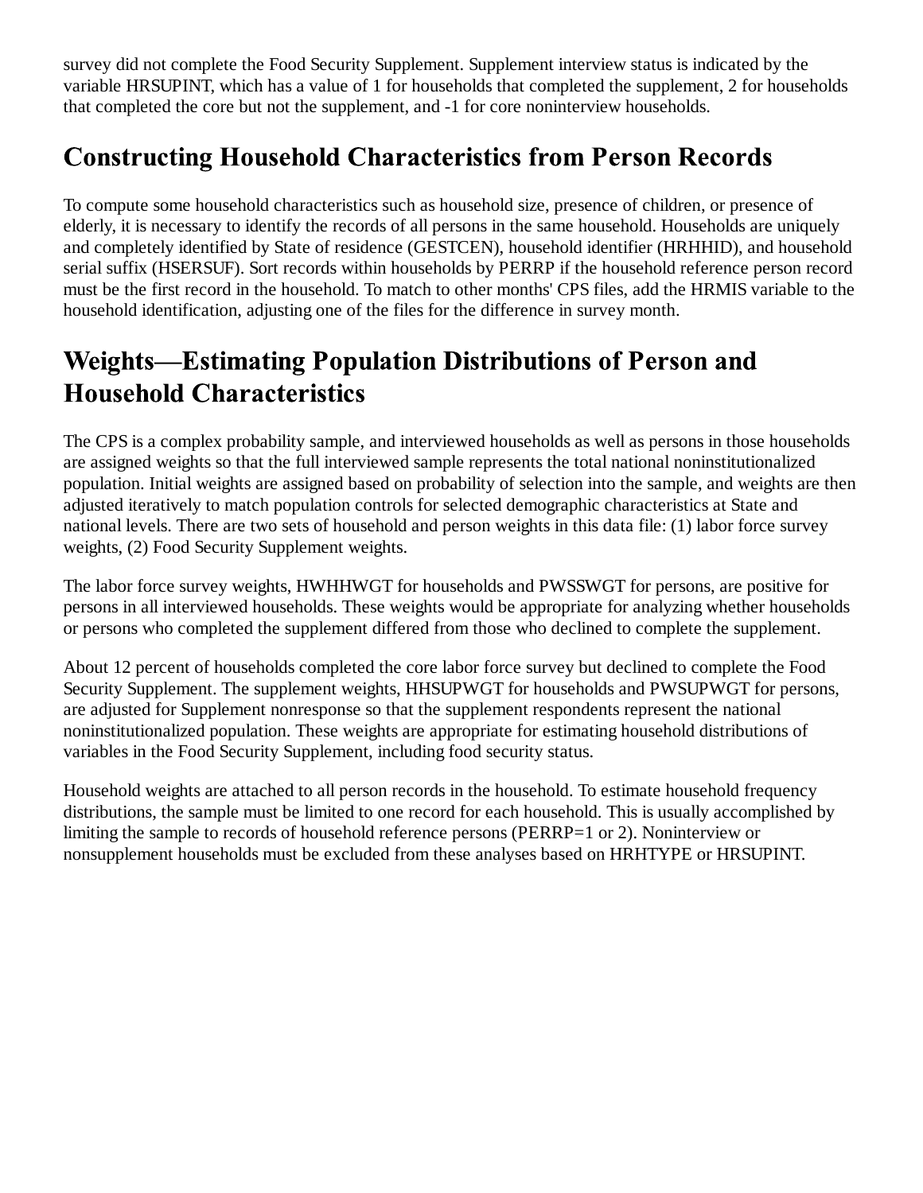survey did not complete the Food Security Supplement. Supplement interview status is indicated by the variable HRSUPINT, which has a value of 1 for households that completed the supplement, 2 for households that completed the core but not the supplement, and -1 for core noninterview households.

## Constructing Household Characteristics from Person Records

To compute some household characteristics such as household size, presence of children, or presence of elderly, it is necessary to identify the records of all persons in the same household. Households are uniquely and completely identified by State of residence (GESTCEN), household identifier (HRHHID), and household serial suffix (HSERSUF). Sort records within households by PERRP if the household reference person record must be the first record in the household. To match to other months' CPS files, add the HRMIS variable to the household identification, adjusting one of the files for the difference in survey month.

## Weights—Estimating Population Distributions of Person and Household Characteristics

The CPS is a complex probability sample, and interviewed households as well as persons in those households are assigned weights so that the full interviewed sample represents the total national noninstitutionalized population. Initial weights are assigned based on probability of selection into the sample, and weights are then adjusted iteratively to match population controls for selected demographic characteristics at State and national levels. There are two sets of household and person weights in this data file: (1) labor force survey weights, (2) Food Security Supplement weights.

The labor force survey weights, HWHHWGT for households and PWSSWGT for persons, are positive for persons in all interviewed households. These weights would be appropriate for analyzing whether households or persons who completed the supplement differed from those who declined to complete the supplement.

About 12 percent of households completed the core labor force survey but declined to complete the Food Security Supplement. The supplement weights, HHSUPWGT for households and PWSUPWGT for persons, are adjusted for Supplement nonresponse so that the supplement respondents represent the national noninstitutionalized population. These weights are appropriate for estimating household distributions of variables in the Food Security Supplement, including food security status.

Household weights are attached to all person records in the household. To estimate household frequency distributions, the sample must be limited to one record for each household. This is usually accomplished by limiting the sample to records of household reference persons (PERRP=1 or 2). Noninterview or nonsupplement households must be excluded from these analyses based on HRHTYPE or HRSUPINT.